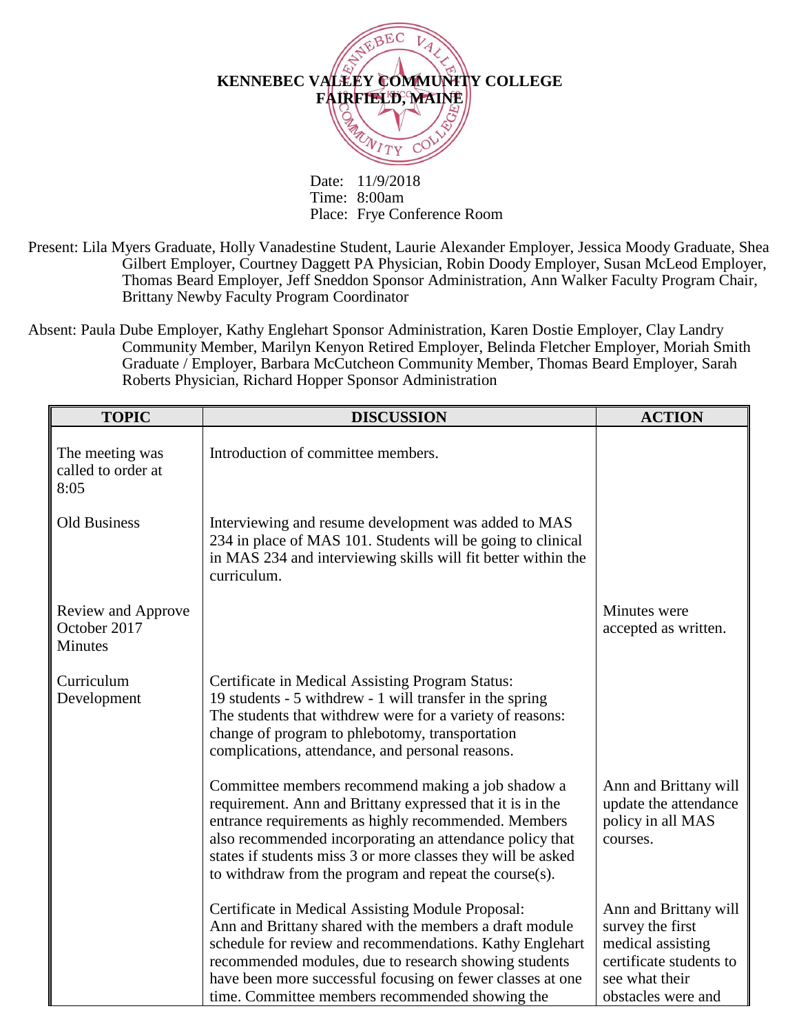**KENNEBEC VALLEY COMMUNITY COLLEGE**
**FAIRFIELD, MAINE**

Date: 11/9/2018
Time: 8:00am
Place: Frye Conference Room

Present: Lila Myers Graduate, Holly Vanadestine Student, Laurie Alexander Employer, Jessica Moody Graduate, Shea Gilbert Employer, Courtney Daggett PA Physician, Robin Doody Employer, Susan McLeod Employer, Thomas Beard Employer, Jeff Sneddon Sponsor Administration, Ann Walker Faculty Program Chair, Brittany Newby Faculty Program Coordinator

Absent: Paula Dube Employer, Kathy Englehart Sponsor Administration, Karen Dostie Employer, Clay Landry Community Member, Marilyn Kenyon Retired Employer, Belinda Fletcher Employer, Moriah Smith Graduate / Employer, Barbara McCutcheon Community Member, Thomas Beard Employer, Sarah Roberts Physician, Richard Hopper Sponsor Administration

| TOPIC | DISCUSSION | ACTION |
|---|---|---|
| The meeting was called to order at 8:05 | Introduction of committee members. | |
| Old Business | Interviewing and resume development was added to MAS 234 in place of MAS 101. Students will be going to clinical in MAS 234 and interviewing skills will fit better within the curriculum. | |
| Review and Approve October 2017 Minutes | | Minutes were accepted as written. |
| Curriculum Development | Certificate in Medical Assisting Program Status:<br>19 students - 5 withdrew - 1 will transfer in the spring<br>The students that withdrew were for a variety of reasons: change of program to phlebotomy, transportation complications, attendance, and personal reasons. | |
| | Committee members recommend making a job shadow a requirement. Ann and Brittany expressed that it is in the entrance requirements as highly recommended. Members also recommended incorporating an attendance policy that states if students miss 3 or more classes they will be asked to withdraw from the program and repeat the course(s). | Ann and Brittany will update the attendance policy in all MAS courses. |
| | Certificate in Medical Assisting Module Proposal:<br>Ann and Brittany shared with the members a draft module schedule for review and recommendations. Kathy Englehart recommended modules, due to research showing students have been more successful focusing on fewer classes at one time. Committee members recommended showing the | Ann and Brittany will survey the first medical assisting certificate students to see what their obstacles were and |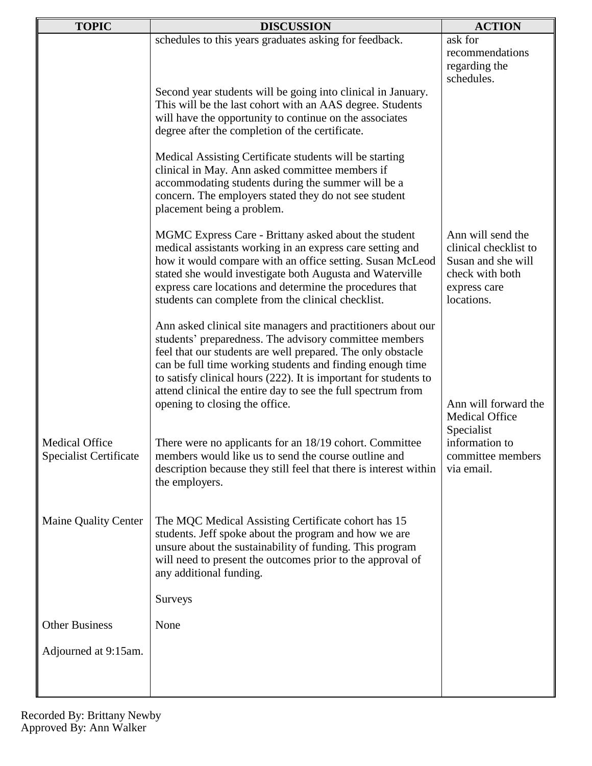| TOPIC | DISCUSSION | ACTION |
|---|---|---|
| | schedules to this years graduates asking for feedback. | ask for recommendations regarding the schedules. |
| | Second year students will be going into clinical in January. This will be the last cohort with an AAS degree. Students will have the opportunity to continue on the associates degree after the completion of the certificate. | |
| | Medical Assisting Certificate students will be starting clinical in May. Ann asked committee members if accommodating students during the summer will be a concern. The employers stated they do not see student placement being a problem. | |
| | MGMC Express Care - Brittany asked about the student medical assistants working in an express care setting and how it would compare with an office setting. Susan McLeod stated she would investigate both Augusta and Waterville express care locations and determine the procedures that students can complete from the clinical checklist. | Ann will send the clinical checklist to Susan and she will check with both express care locations. |
| | Ann asked clinical site managers and practitioners about our students' preparedness. The advisory committee members feel that our students are well prepared. The only obstacle can be full time working students and finding enough time to satisfy clinical hours (222). It is important for students to attend clinical the entire day to see the full spectrum from opening to closing the office. | |
| Medical Office Specialist Certificate | There were no applicants for an 18/19 cohort. Committee members would like us to send the course outline and description because they still feel that there is interest within the employers. | Ann will forward the Medical Office Specialist information to committee members via email. |
| Maine Quality Center | The MQC Medical Assisting Certificate cohort has 15 students. Jeff spoke about the program and how we are unsure about the sustainability of funding. This program will need to present the outcomes prior to the approval of any additional funding.<br><br>Surveys | |
| Other Business | None | |
| Adjourned at 9:15am. | | |

Recorded By: Brittany Newby
Approved By: Ann Walker